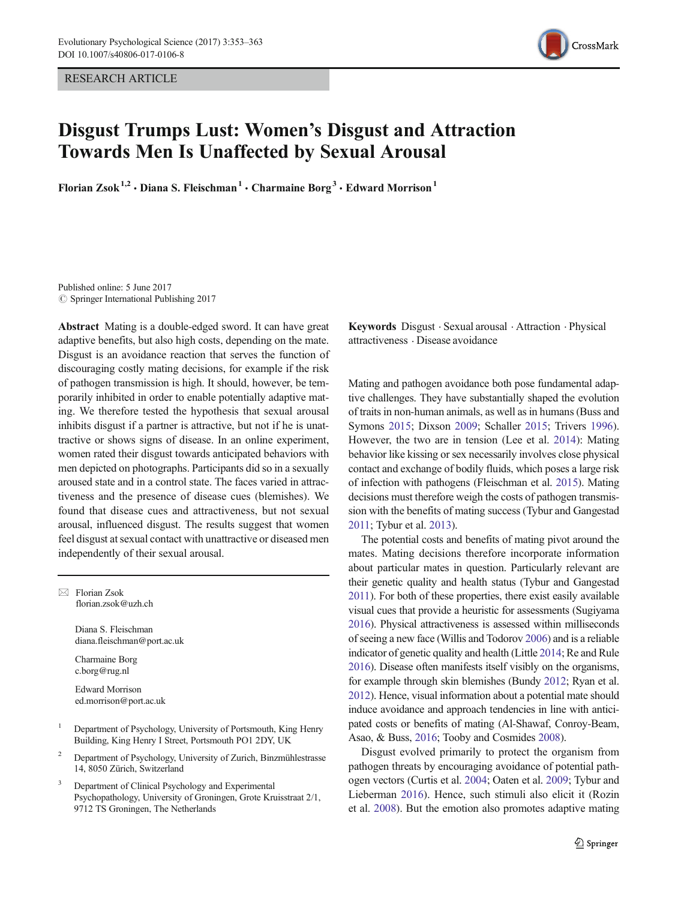RESEARCH ARTICLE

# Disgust Trumps Lust: Women's Disgust and Attraction Towards Men Is Unaffected by Sexual Arousal

**Florian Zsok**[1,2] · **Diana S. Fleischman**[1] · **Charmaine Borg**[3] · **Edward Morrison**[1]

Published online: 5 June 2017
© Springer International Publishing 2017

**Abstract** Mating is a double-edged sword. It can have great adaptive benefits, but also high costs, depending on the mate. Disgust is an avoidance reaction that serves the function of discouraging costly mating decisions, for example if the risk of pathogen transmission is high. It should, however, be temporarily inhibited in order to enable potentially adaptive mating. We therefore tested the hypothesis that sexual arousal inhibits disgust if a partner is attractive, but not if he is unattractive or shows signs of disease. In an online experiment, women rated their disgust towards anticipated behaviors with men depicted on photographs. Participants did so in a sexually aroused state and in a control state. The faces varied in attractiveness and the presence of disease cues (blemishes). We found that disease cues and attractiveness, but not sexual arousal, influenced disgust. The results suggest that women feel disgust at sexual contact with unattractive or diseased men independently of their sexual arousal.

**Keywords** Disgust · Sexual arousal · Attraction · Physical attractiveness · Disease avoidance

✉ Florian Zsok
florian.zsok@uzh.ch

Diana S. Fleischman
diana.fleischman@port.ac.uk

Charmaine Borg
c.borg@rug.nl

Edward Morrison
ed.morrison@port.ac.uk

[1] Department of Psychology, University of Portsmouth, King Henry Building, King Henry I Street, Portsmouth PO1 2DY, UK

[2] Department of Psychology, University of Zurich, Binzmühlestrasse 14, 8050 Zürich, Switzerland

[3] Department of Clinical Psychology and Experimental Psychopathology, University of Groningen, Grote Kruisstraat 2/1, 9712 TS Groningen, The Netherlands

Mating and pathogen avoidance both pose fundamental adaptive challenges. They have substantially shaped the evolution of traits in non-human animals, as well as in humans (Buss and Symons 2015; Dixson 2009; Schaller 2015; Trivers 1996). However, the two are in tension (Lee et al. 2014): Mating behavior like kissing or sex necessarily involves close physical contact and exchange of bodily fluids, which poses a large risk of infection with pathogens (Fleischman et al. 2015). Mating decisions must therefore weigh the costs of pathogen transmission with the benefits of mating success (Tybur and Gangestad 2011; Tybur et al. 2013).

The potential costs and benefits of mating pivot around the mates. Mating decisions therefore incorporate information about particular mates in question. Particularly relevant are their genetic quality and health status (Tybur and Gangestad 2011). For both of these properties, there exist easily available visual cues that provide a heuristic for assessments (Sugiyama 2016). Physical attractiveness is assessed within milliseconds of seeing a new face (Willis and Todorov 2006) and is a reliable indicator of genetic quality and health (Little 2014; Re and Rule 2016). Disease often manifests itself visibly on the organisms, for example through skin blemishes (Bundy 2012; Ryan et al. 2012). Hence, visual information about a potential mate should induce avoidance and approach tendencies in line with anticipated costs or benefits of mating (Al-Shawaf, Conroy-Beam, Asao, & Buss, 2016; Tooby and Cosmides 2008).

Disgust evolved primarily to protect the organism from pathogen threats by encouraging avoidance of potential pathogen vectors (Curtis et al. 2004; Oaten et al. 2009; Tybur and Lieberman 2016). Hence, such stimuli also elicit it (Rozin et al. 2008). But the emotion also promotes adaptive mating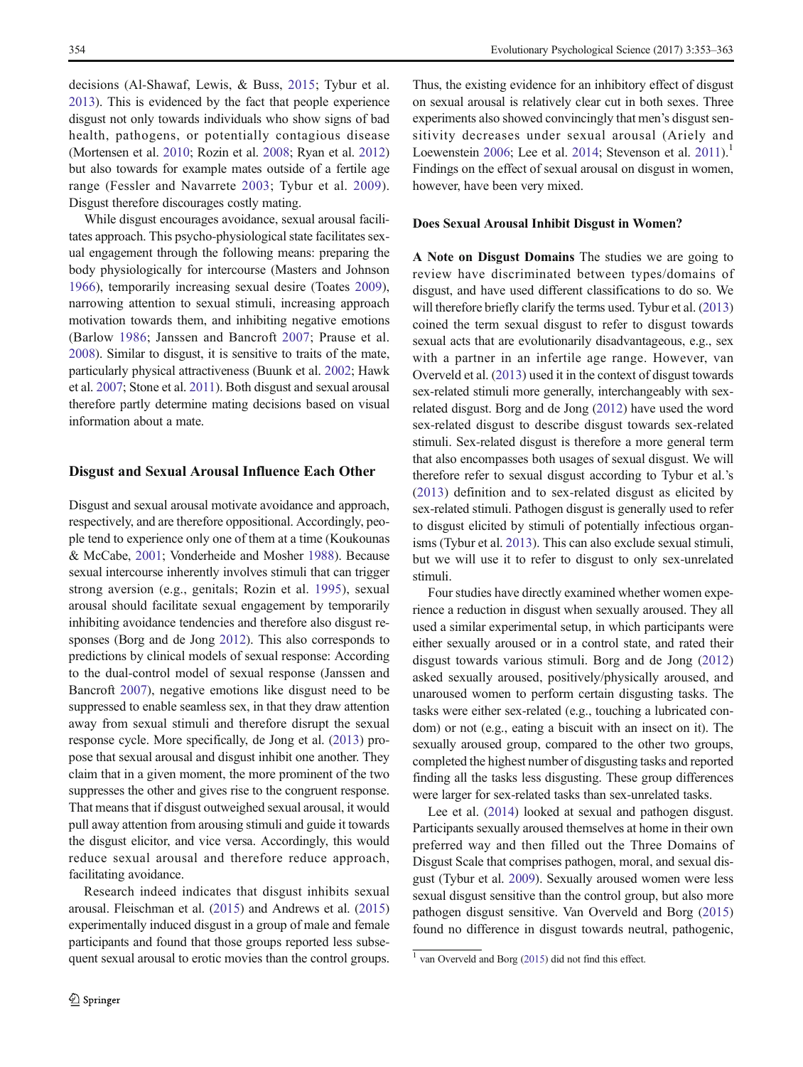decisions (Al-Shawaf, Lewis, & Buss, 2015; Tybur et al. 2013). This is evidenced by the fact that people experience disgust not only towards individuals who show signs of bad health, pathogens, or potentially contagious disease (Mortensen et al. 2010; Rozin et al. 2008; Ryan et al. 2012) but also towards for example mates outside of a fertile age range (Fessler and Navarrete 2003; Tybur et al. 2009). Disgust therefore discourages costly mating.

While disgust encourages avoidance, sexual arousal facilitates approach. This psycho-physiological state facilitates sexual engagement through the following means: preparing the body physiologically for intercourse (Masters and Johnson 1966), temporarily increasing sexual desire (Toates 2009), narrowing attention to sexual stimuli, increasing approach motivation towards them, and inhibiting negative emotions (Barlow 1986; Janssen and Bancroft 2007; Prause et al. 2008). Similar to disgust, it is sensitive to traits of the mate, particularly physical attractiveness (Buunk et al. 2002; Hawk et al. 2007; Stone et al. 2011). Both disgust and sexual arousal therefore partly determine mating decisions based on visual information about a mate.

## Disgust and Sexual Arousal Influence Each Other

Disgust and sexual arousal motivate avoidance and approach, respectively, and are therefore oppositional. Accordingly, people tend to experience only one of them at a time (Koukounas & McCabe, 2001; Vonderheide and Mosher 1988). Because sexual intercourse inherently involves stimuli that can trigger strong aversion (e.g., genitals; Rozin et al. 1995), sexual arousal should facilitate sexual engagement by temporarily inhibiting avoidance tendencies and therefore also disgust responses (Borg and de Jong 2012). This also corresponds to predictions by clinical models of sexual response: According to the dual-control model of sexual response (Janssen and Bancroft 2007), negative emotions like disgust need to be suppressed to enable seamless sex, in that they draw attention away from sexual stimuli and therefore disrupt the sexual response cycle. More specifically, de Jong et al. (2013) propose that sexual arousal and disgust inhibit one another. They claim that in a given moment, the more prominent of the two suppresses the other and gives rise to the congruent response. That means that if disgust outweighed sexual arousal, it would pull away attention from arousing stimuli and guide it towards the disgust elicitor, and vice versa. Accordingly, this would reduce sexual arousal and therefore reduce approach, facilitating avoidance.

Research indeed indicates that disgust inhibits sexual arousal. Fleischman et al. (2015) and Andrews et al. (2015) experimentally induced disgust in a group of male and female participants and found that those groups reported less subsequent sexual arousal to erotic movies than the control groups. Thus, the existing evidence for an inhibitory effect of disgust on sexual arousal is relatively clear cut in both sexes. Three experiments also showed convincingly that men's disgust sensitivity decreases under sexual arousal (Ariely and Loewenstein 2006; Lee et al. 2014; Stevenson et al. 2011).[1] Findings on the effect of sexual arousal on disgust in women, however, have been very mixed.

### Does Sexual Arousal Inhibit Disgust in Women?

**A Note on Disgust Domains** The studies we are going to review have discriminated between types/domains of disgust, and have used different classifications to do so. We will therefore briefly clarify the terms used. Tybur et al. (2013) coined the term sexual disgust to refer to disgust towards sexual acts that are evolutionarily disadvantageous, e.g., sex with a partner in an infertile age range. However, van Overveld et al. (2013) used it in the context of disgust towards sex-related stimuli more generally, interchangeably with sex-related disgust. Borg and de Jong (2012) have used the word sex-related disgust to describe disgust towards sex-related stimuli. Sex-related disgust is therefore a more general term that also encompasses both usages of sexual disgust. We will therefore refer to sexual disgust according to Tybur et al.'s (2013) definition and to sex-related disgust as elicited by sex-related stimuli. Pathogen disgust is generally used to refer to disgust elicited by stimuli of potentially infectious organisms (Tybur et al. 2013). This can also exclude sexual stimuli, but we will use it to refer to disgust to only sex-unrelated stimuli.

Four studies have directly examined whether women experience a reduction in disgust when sexually aroused. They all used a similar experimental setup, in which participants were either sexually aroused or in a control state, and rated their disgust towards various stimuli. Borg and de Jong (2012) asked sexually aroused, positively/physically aroused, and unaroused women to perform certain disgusting tasks. The tasks were either sex-related (e.g., touching a lubricated condom) or not (e.g., eating a biscuit with an insect on it). The sexually aroused group, compared to the other two groups, completed the highest number of disgusting tasks and reported finding all the tasks less disgusting. These group differences were larger for sex-related tasks than sex-unrelated tasks.

Lee et al. (2014) looked at sexual and pathogen disgust. Participants sexually aroused themselves at home in their own preferred way and then filled out the Three Domains of Disgust Scale that comprises pathogen, moral, and sexual disgust (Tybur et al. 2009). Sexually aroused women were less sexual disgust sensitive than the control group, but also more pathogen disgust sensitive. Van Overveld and Borg (2015) found no difference in disgust towards neutral, pathogenic,

[1] van Overveld and Borg (2015) did not find this effect.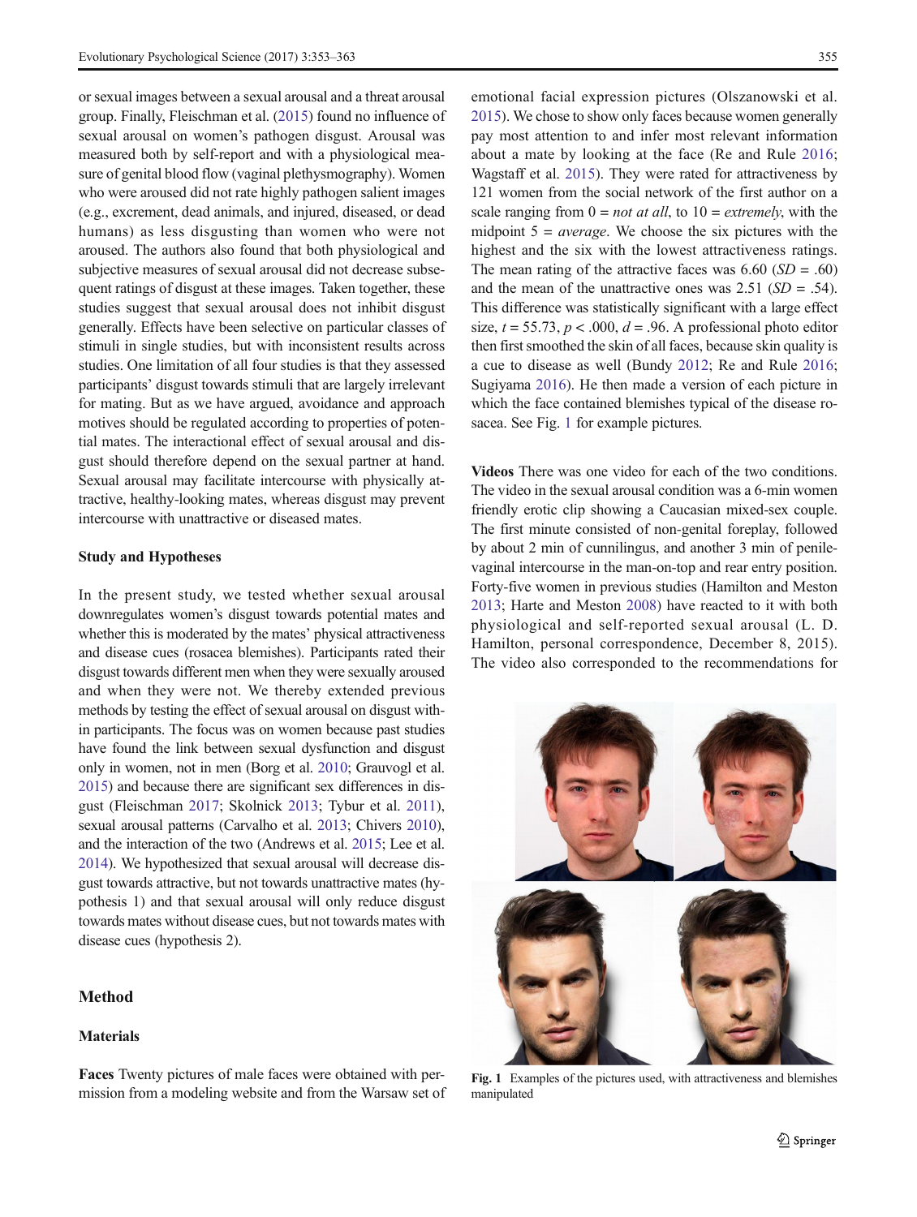or sexual images between a sexual arousal and a threat arousal group. Finally, Fleischman et al. (2015) found no influence of sexual arousal on women's pathogen disgust. Arousal was measured both by self-report and with a physiological measure of genital blood flow (vaginal plethysmography). Women who were aroused did not rate highly pathogen salient images (e.g., excrement, dead animals, and injured, diseased, or dead humans) as less disgusting than women who were not aroused. The authors also found that both physiological and subjective measures of sexual arousal did not decrease subsequent ratings of disgust at these images. Taken together, these studies suggest that sexual arousal does not inhibit disgust generally. Effects have been selective on particular classes of stimuli in single studies, but with inconsistent results across studies. One limitation of all four studies is that they assessed participants' disgust towards stimuli that are largely irrelevant for mating. But as we have argued, avoidance and approach motives should be regulated according to properties of potential mates. The interactional effect of sexual arousal and disgust should therefore depend on the sexual partner at hand. Sexual arousal may facilitate intercourse with physically attractive, healthy-looking mates, whereas disgust may prevent intercourse with unattractive or diseased mates.

### Study and Hypotheses

In the present study, we tested whether sexual arousal downregulates women's disgust towards potential mates and whether this is moderated by the mates' physical attractiveness and disease cues (rosacea blemishes). Participants rated their disgust towards different men when they were sexually aroused and when they were not. We thereby extended previous methods by testing the effect of sexual arousal on disgust within participants. The focus was on women because past studies have found the link between sexual dysfunction and disgust only in women, not in men (Borg et al. 2010; Grauvogl et al. 2015) and because there are significant sex differences in disgust (Fleischman 2017; Skolnick 2013; Tybur et al. 2011), sexual arousal patterns (Carvalho et al. 2013; Chivers 2010), and the interaction of the two (Andrews et al. 2015; Lee et al. 2014). We hypothesized that sexual arousal will decrease disgust towards attractive, but not towards unattractive mates (hypothesis 1) and that sexual arousal will only reduce disgust towards mates without disease cues, but not towards mates with disease cues (hypothesis 2).

## Method

### Materials

**Faces** Twenty pictures of male faces were obtained with permission from a modeling website and from the Warsaw set of emotional facial expression pictures (Olszanowski et al. 2015). We chose to show only faces because women generally pay most attention to and infer most relevant information about a mate by looking at the face (Re and Rule 2016; Wagstaff et al. 2015). They were rated for attractiveness by 121 women from the social network of the first author on a scale ranging from 0 = *not at all*, to 10 = *extremely*, with the midpoint 5 = *average*. We choose the six pictures with the highest and the six with the lowest attractiveness ratings. The mean rating of the attractive faces was 6.60 ($SD = .60$) and the mean of the unattractive ones was 2.51 ($SD = .54$). This difference was statistically significant with a large effect size, $t = 55.73$, $p < .000$, $d = .96$. A professional photo editor then first smoothed the skin of all faces, because skin quality is a cue to disease as well (Bundy 2012; Re and Rule 2016; Sugiyama 2016). He then made a version of each picture in which the face contained blemishes typical of the disease rosacea. See Fig. 1 for example pictures.

**Videos** There was one video for each of the two conditions. The video in the sexual arousal condition was a 6-min women friendly erotic clip showing a Caucasian mixed-sex couple. The first minute consisted of non-genital foreplay, followed by about 2 min of cunnilingus, and another 3 min of penile-vaginal intercourse in the man-on-top and rear entry position. Forty-five women in previous studies (Hamilton and Meston 2013; Harte and Meston 2008) have reacted to it with both physiological and self-reported sexual arousal (L. D. Hamilton, personal correspondence, December 8, 2015). The video also corresponded to the recommendations for

**Fig. 1** Examples of the pictures used, with attractiveness and blemishes manipulated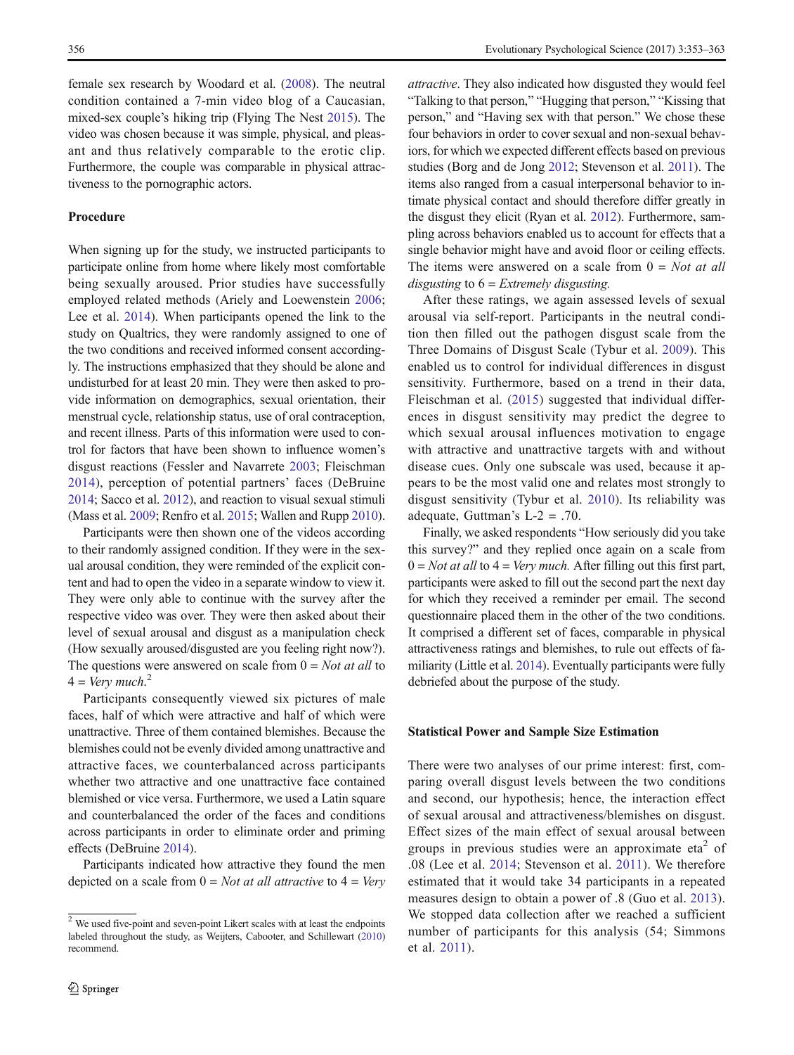female sex research by Woodard et al. (2008). The neutral condition contained a 7-min video blog of a Caucasian, mixed-sex couple's hiking trip (Flying The Nest 2015). The video was chosen because it was simple, physical, and pleasant and thus relatively comparable to the erotic clip. Furthermore, the couple was comparable in physical attractiveness to the pornographic actors.

### Procedure

When signing up for the study, we instructed participants to participate online from home where likely most comfortable being sexually aroused. Prior studies have successfully employed related methods (Ariely and Loewenstein 2006; Lee et al. 2014). When participants opened the link to the study on Qualtrics, they were randomly assigned to one of the two conditions and received informed consent accordingly. The instructions emphasized that they should be alone and undisturbed for at least 20 min. They were then asked to provide information on demographics, sexual orientation, their menstrual cycle, relationship status, use of oral contraception, and recent illness. Parts of this information were used to control for factors that have been shown to influence women's disgust reactions (Fessler and Navarrete 2003; Fleischman 2014), perception of potential partners' faces (DeBruine 2014; Sacco et al. 2012), and reaction to visual sexual stimuli (Mass et al. 2009; Renfro et al. 2015; Wallen and Rupp 2010).

Participants were then shown one of the videos according to their randomly assigned condition. If they were in the sexual arousal condition, they were reminded of the explicit content and had to open the video in a separate window to view it. They were only able to continue with the survey after the respective video was over. They were then asked about their level of sexual arousal and disgust as a manipulation check (How sexually aroused/disgusted are you feeling right now?). The questions were answered on scale from 0 = *Not at all* to 4 = *Very much*.[2]

Participants consequently viewed six pictures of male faces, half of which were attractive and half of which were unattractive. Three of them contained blemishes. Because the blemishes could not be evenly divided among unattractive and attractive faces, we counterbalanced across participants whether two attractive and one unattractive face contained blemished or vice versa. Furthermore, we used a Latin square and counterbalanced the order of the faces and conditions across participants in order to eliminate order and priming effects (DeBruine 2014).

Participants indicated how attractive they found the men depicted on a scale from 0 = *Not at all attractive* to 4 = *Very attractive*. They also indicated how disgusted they would feel "Talking to that person," "Hugging that person," "Kissing that person," and "Having sex with that person." We chose these four behaviors in order to cover sexual and non-sexual behaviors, for which we expected different effects based on previous studies (Borg and de Jong 2012; Stevenson et al. 2011). The items also ranged from a casual interpersonal behavior to intimate physical contact and should therefore differ greatly in the disgust they elicit (Ryan et al. 2012). Furthermore, sampling across behaviors enabled us to account for effects that a single behavior might have and avoid floor or ceiling effects. The items were answered on a scale from 0 = *Not at all disgusting* to 6 = *Extremely disgusting.*

After these ratings, we again assessed levels of sexual arousal via self-report. Participants in the neutral condition then filled out the pathogen disgust scale from the Three Domains of Disgust Scale (Tybur et al. 2009). This enabled us to control for individual differences in disgust sensitivity. Furthermore, based on a trend in their data, Fleischman et al. (2015) suggested that individual differences in disgust sensitivity may predict the degree to which sexual arousal influences motivation to engage with attractive and unattractive targets with and without disease cues. Only one subscale was used, because it appears to be the most valid one and relates most strongly to disgust sensitivity (Tybur et al. 2010). Its reliability was adequate, Guttman's L-2 = .70.

Finally, we asked respondents "How seriously did you take this survey?" and they replied once again on a scale from 0 = *Not at all* to 4 = *Very much.* After filling out this first part, participants were asked to fill out the second part the next day for which they received a reminder per email. The second questionnaire placed them in the other of the two conditions. It comprised a different set of faces, comparable in physical attractiveness ratings and blemishes, to rule out effects of familiarity (Little et al. 2014). Eventually participants were fully debriefed about the purpose of the study.

### Statistical Power and Sample Size Estimation

There were two analyses of our prime interest: first, comparing overall disgust levels between the two conditions and second, our hypothesis; hence, the interaction effect of sexual arousal and attractiveness/blemishes on disgust. Effect sizes of the main effect of sexual arousal between groups in previous studies were an approximate eta$^2$ of .08 (Lee et al. 2014; Stevenson et al. 2011). We therefore estimated that it would take 34 participants in a repeated measures design to obtain a power of .8 (Guo et al. 2013). We stopped data collection after we reached a sufficient number of participants for this analysis (54; Simmons et al. 2011).

[2] We used five-point and seven-point Likert scales with at least the endpoints labeled throughout the study, as Weijters, Cabooter, and Schillewart (2010) recommend.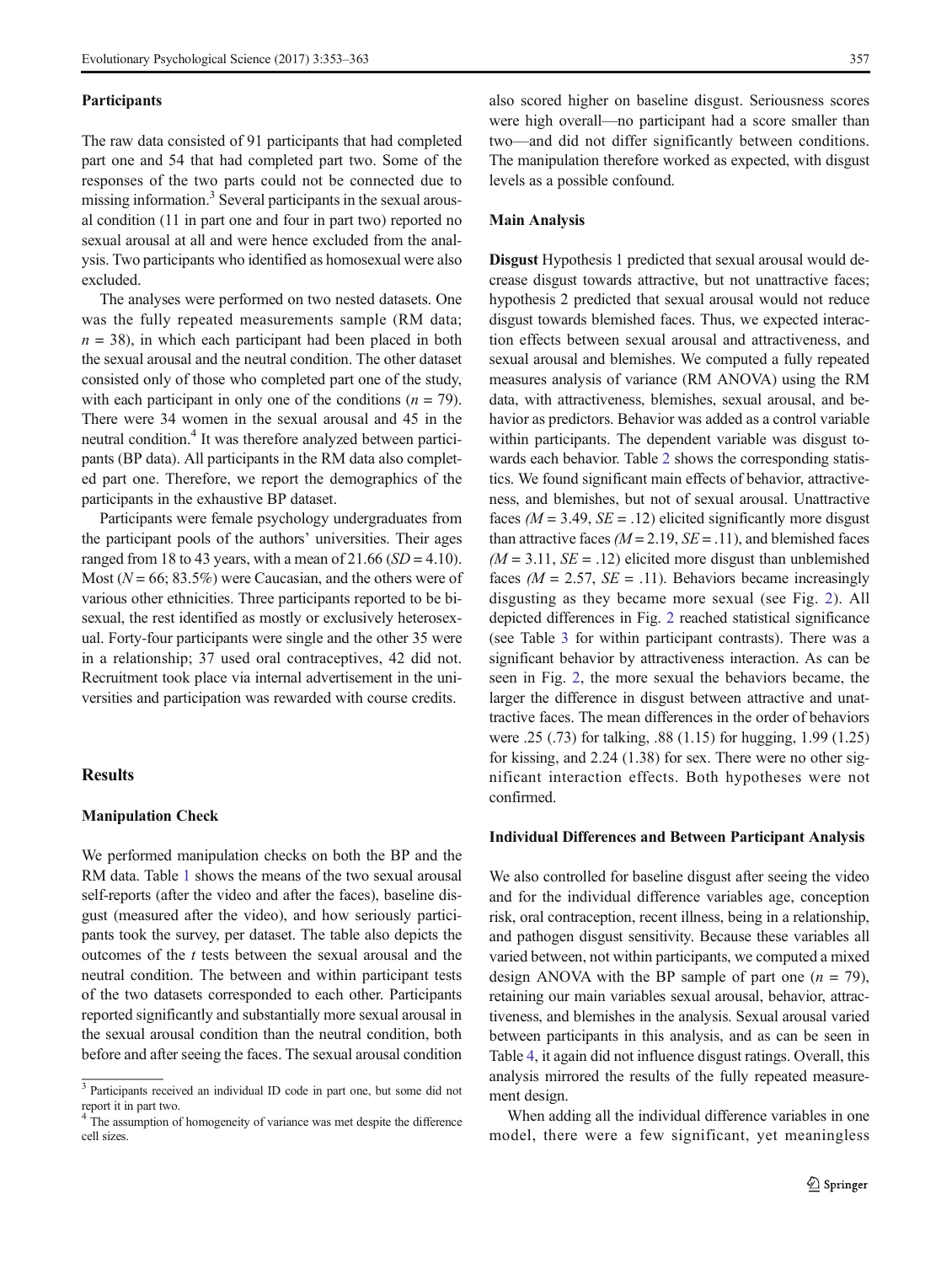### Participants

The raw data consisted of 91 participants that had completed part one and 54 that had completed part two. Some of the responses of the two parts could not be connected due to missing information.[3] Several participants in the sexual arousal condition (11 in part one and four in part two) reported no sexual arousal at all and were hence excluded from the analysis. Two participants who identified as homosexual were also excluded.

The analyses were performed on two nested datasets. One was the fully repeated measurements sample (RM data; $n = 38$), in which each participant had been placed in both the sexual arousal and the neutral condition. The other dataset consisted only of those who completed part one of the study, with each participant in only one of the conditions ($n = 79$). There were 34 women in the sexual arousal and 45 in the neutral condition.[4] It was therefore analyzed between participants (BP data). All participants in the RM data also completed part one. Therefore, we report the demographics of the participants in the exhaustive BP dataset.

Participants were female psychology undergraduates from the participant pools of the authors' universities. Their ages ranged from 18 to 43 years, with a mean of 21.66 ($SD = 4.10$). Most ($N = 66$; 83.5%) were Caucasian, and the others were of various other ethnicities. Three participants reported to be bisexual, the rest identified as mostly or exclusively heterosexual. Forty-four participants were single and the other 35 were in a relationship; 37 used oral contraceptives, 42 did not. Recruitment took place via internal advertisement in the universities and participation was rewarded with course credits.

## Results

### Manipulation Check

We performed manipulation checks on both the BP and the RM data. Table 1 shows the means of the two sexual arousal self-reports (after the video and after the faces), baseline disgust (measured after the video), and how seriously participants took the survey, per dataset. The table also depicts the outcomes of the $t$ tests between the sexual arousal and the neutral condition. The between and within participant tests of the two datasets corresponded to each other. Participants reported significantly and substantially more sexual arousal in the sexual arousal condition than the neutral condition, both before and after seeing the faces. The sexual arousal condition also scored higher on baseline disgust. Seriousness scores were high overall—no participant had a score smaller than two—and did not differ significantly between conditions. The manipulation therefore worked as expected, with disgust levels as a possible confound.

### Main Analysis

**Disgust** Hypothesis 1 predicted that sexual arousal would decrease disgust towards attractive, but not unattractive faces; hypothesis 2 predicted that sexual arousal would not reduce disgust towards blemished faces. Thus, we expected interaction effects between sexual arousal and attractiveness, and sexual arousal and blemishes. We computed a fully repeated measures analysis of variance (RM ANOVA) using the RM data, with attractiveness, blemishes, sexual arousal, and behavior as predictors. Behavior was added as a control variable within participants. The dependent variable was disgust towards each behavior. Table 2 shows the corresponding statistics. We found significant main effects of behavior, attractiveness, and blemishes, but not of sexual arousal. Unattractive faces ($M = 3.49$, $SE = .12$) elicited significantly more disgust than attractive faces ($M = 2.19$, $SE = .11$), and blemished faces ($M = 3.11$, $SE = .12$) elicited more disgust than unblemished faces ($M = 2.57$, $SE = .11$). Behaviors became increasingly disgusting as they became more sexual (see Fig. 2). All depicted differences in Fig. 2 reached statistical significance (see Table 3 for within participant contrasts). There was a significant behavior by attractiveness interaction. As can be seen in Fig. 2, the more sexual the behaviors became, the larger the difference in disgust between attractive and unattractive faces. The mean differences in the order of behaviors were .25 (.73) for talking, .88 (1.15) for hugging, 1.99 (1.25) for kissing, and 2.24 (1.38) for sex. There were no other significant interaction effects. Both hypotheses were not confirmed.

### Individual Differences and Between Participant Analysis

We also controlled for baseline disgust after seeing the video and for the individual difference variables age, conception risk, oral contraception, recent illness, being in a relationship, and pathogen disgust sensitivity. Because these variables all varied between, not within participants, we computed a mixed design ANOVA with the BP sample of part one ($n = 79$), retaining our main variables sexual arousal, behavior, attractiveness, and blemishes in the analysis. Sexual arousal varied between participants in this analysis, and as can be seen in Table 4, it again did not influence disgust ratings. Overall, this analysis mirrored the results of the fully repeated measurement design.

When adding all the individual difference variables in one model, there were a few significant, yet meaningless

[3] Participants received an individual ID code in part one, but some did not report it in part two.

[4] The assumption of homogeneity of variance was met despite the difference cell sizes.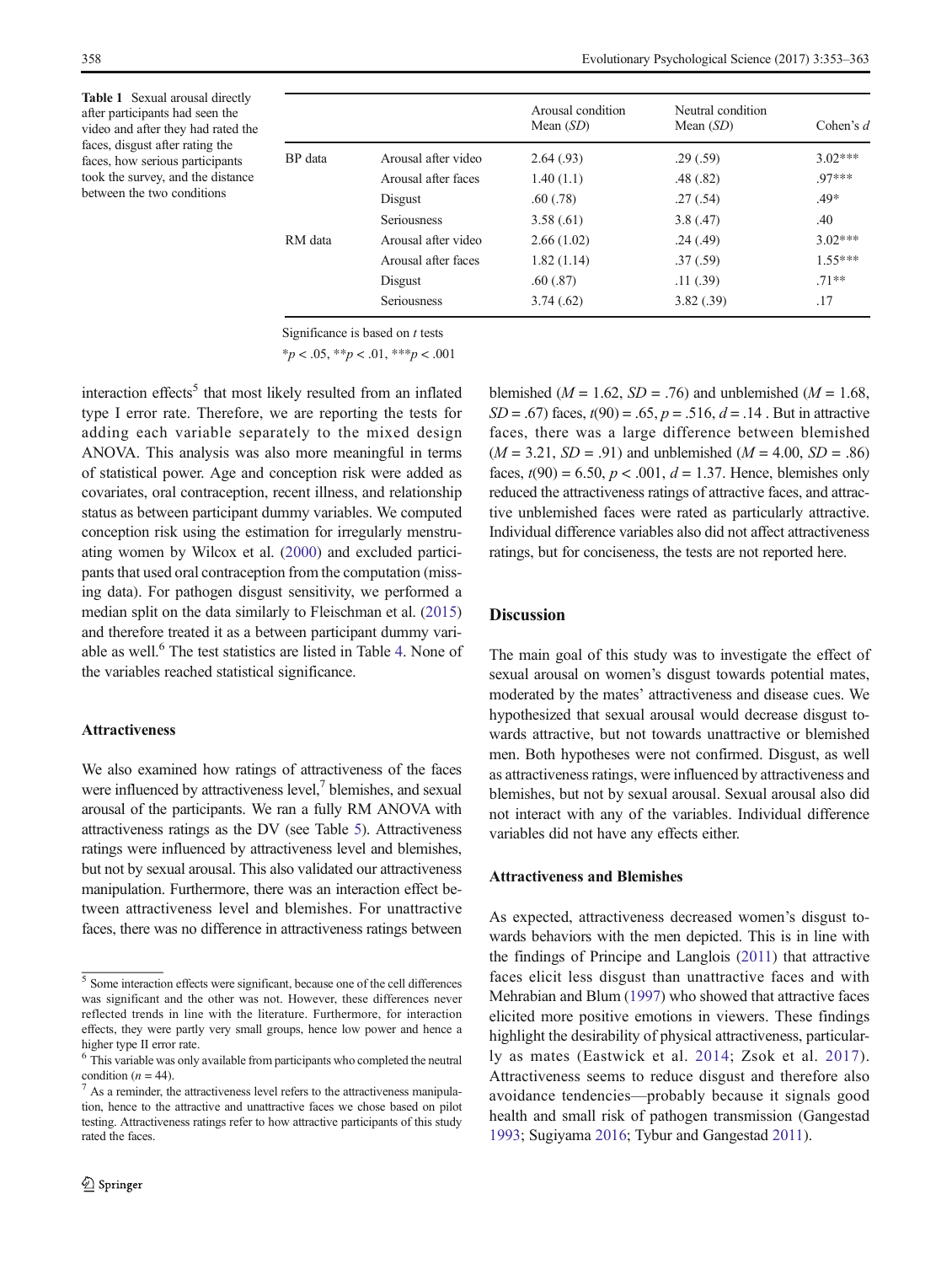**Table 1** Sexual arousal directly after participants had seen the video and after they had rated the faces, disgust after rating the faces, how serious participants took the survey, and the distance between the two conditions

| | | Arousal condition Mean (*SD*) | Neutral condition Mean (*SD*) | Cohen's *d* |
|---|---|---|---|---|
| BP data | Arousal after video | 2.64 (.93) | .29 (.59) | 3.02*** |
| | Arousal after faces | 1.40 (1.1) | .48 (.82) | .97*** |
| | Disgust | .60 (.78) | .27 (.54) | .49* |
| | Seriousness | 3.58 (.61) | 3.8 (.47) | .40 |
| RM data | Arousal after video | 2.66 (1.02) | .24 (.49) | 3.02*** |
| | Arousal after faces | 1.82 (1.14) | .37 (.59) | 1.55*** |
| | Disgust | .60 (.87) | .11 (.39) | .71** |
| | Seriousness | 3.74 (.62) | 3.82 (.39) | .17 |

Significance is based on *t* tests

*$p < .05$, **$p < .01$, ***$p < .001$

interaction effects[5] that most likely resulted from an inflated type I error rate. Therefore, we are reporting the tests for adding each variable separately to the mixed design ANOVA. This analysis was also more meaningful in terms of statistical power. Age and conception risk were added as covariates, oral contraception, recent illness, and relationship status as between participant dummy variables. We computed conception risk using the estimation for irregularly menstruating women by Wilcox et al. (2000) and excluded participants that used oral contraception from the computation (missing data). For pathogen disgust sensitivity, we performed a median split on the data similarly to Fleischman et al. (2015) and therefore treated it as a between participant dummy variable as well.[6] The test statistics are listed in Table 4. None of the variables reached statistical significance.

### Attractiveness

We also examined how ratings of attractiveness of the faces were influenced by attractiveness level,[7] blemishes, and sexual arousal of the participants. We ran a fully RM ANOVA with attractiveness ratings as the DV (see Table 5). Attractiveness ratings were influenced by attractiveness level and blemishes, but not by sexual arousal. This also validated our attractiveness manipulation. Furthermore, there was an interaction effect between attractiveness level and blemishes. For unattractive faces, there was no difference in attractiveness ratings between blemished ($M = 1.62$, $SD = .76$) and unblemished ($M = 1.68$, $SD = .67$) faces, $t(90) = .65$, $p = .516$, $d = .14$ . But in attractive faces, there was a large difference between blemished ($M = 3.21$, $SD = .91$) and unblemished ($M = 4.00$, $SD = .86$) faces, $t(90) = 6.50$, $p < .001$, $d = 1.37$. Hence, blemishes only reduced the attractiveness ratings of attractive faces, and attractive unblemished faces were rated as particularly attractive. Individual difference variables also did not affect attractiveness ratings, but for conciseness, the tests are not reported here.

## Discussion

The main goal of this study was to investigate the effect of sexual arousal on women's disgust towards potential mates, moderated by the mates' attractiveness and disease cues. We hypothesized that sexual arousal would decrease disgust towards attractive, but not towards unattractive or blemished men. Both hypotheses were not confirmed. Disgust, as well as attractiveness ratings, were influenced by attractiveness and blemishes, but not by sexual arousal. Sexual arousal also did not interact with any of the variables. Individual difference variables did not have any effects either.

### Attractiveness and Blemishes

As expected, attractiveness decreased women's disgust towards behaviors with the men depicted. This is in line with the findings of Principe and Langlois (2011) that attractive faces elicit less disgust than unattractive faces and with Mehrabian and Blum (1997) who showed that attractive faces elicited more positive emotions in viewers. These findings highlight the desirability of physical attractiveness, particularly as mates (Eastwick et al. 2014; Zsok et al. 2017). Attractiveness seems to reduce disgust and therefore also avoidance tendencies—probably because it signals good health and small risk of pathogen transmission (Gangestad 1993; Sugiyama 2016; Tybur and Gangestad 2011).

---

[5] Some interaction effects were significant, because one of the cell differences was significant and the other was not. However, these differences never reflected trends in line with the literature. Furthermore, for interaction effects, they were partly very small groups, hence low power and hence a higher type II error rate.

[6] This variable was only available from participants who completed the neutral condition ($n = 44$).

[7] As a reminder, the attractiveness level refers to the attractiveness manipulation, hence to the attractive and unattractive faces we chose based on pilot testing. Attractiveness ratings refer to how attractive participants of this study rated the faces.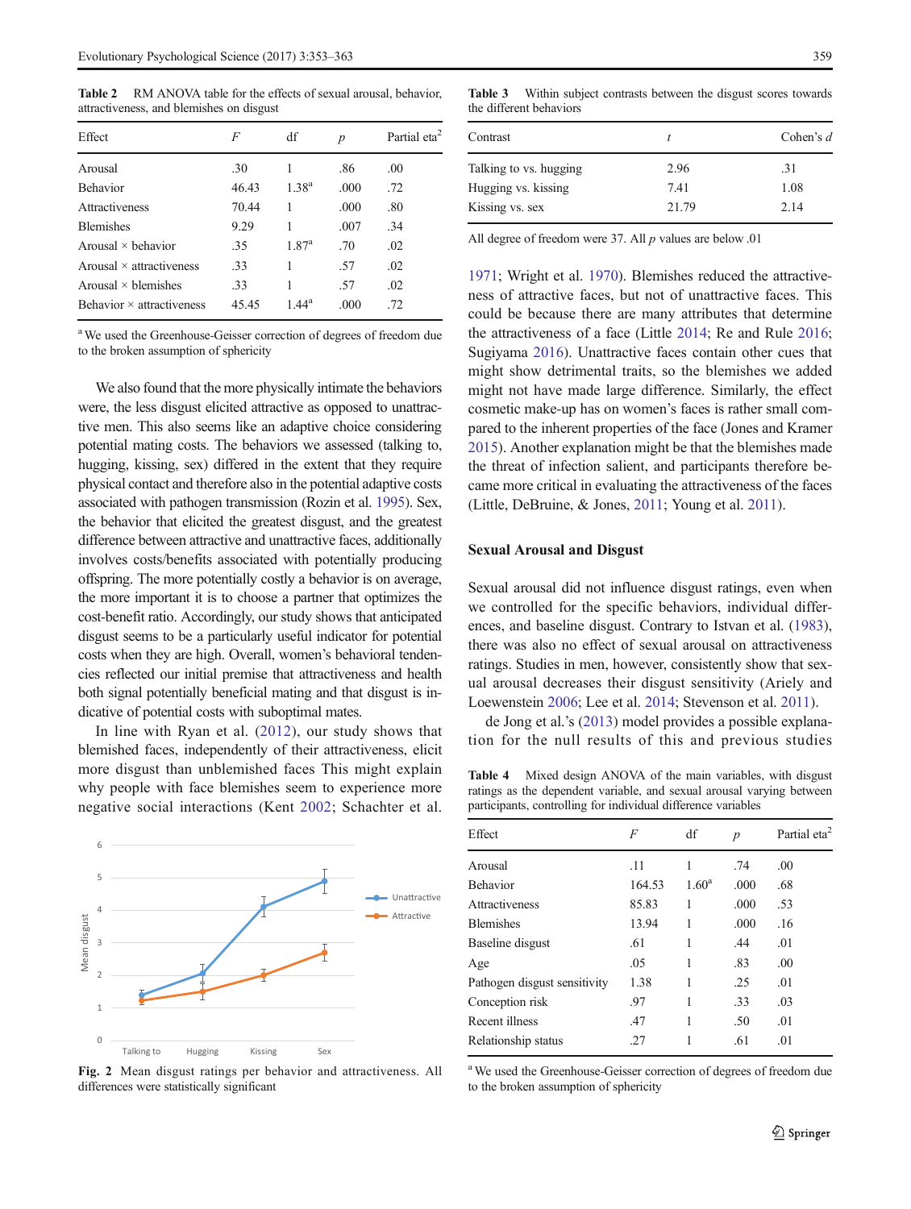**Table 2** RM ANOVA table for the effects of sexual arousal, behavior, attractiveness, and blemishes on disgust

| Effect | *F* | df | *p* | Partial eta$^2$ |
|---|---|---|---|---|
| Arousal | .30 | 1 | .86 | .00 |
| Behavior | 46.43 | 1.38[a] | .000 | .72 |
| Attractiveness | 70.44 | 1 | .000 | .80 |
| Blemishes | 9.29 | 1 | .007 | .34 |
| Arousal × behavior | .35 | 1.87[a] | .70 | .02 |
| Arousal × attractiveness | .33 | 1 | .57 | .02 |
| Arousal × blemishes | .33 | 1 | .57 | .02 |
| Behavior × attractiveness | 45.45 | 1.44[a] | .000 | .72 |

[a] We used the Greenhouse-Geisser correction of degrees of freedom due to the broken assumption of sphericity

We also found that the more physically intimate the behaviors were, the less disgust elicited attractive as opposed to unattractive men. This also seems like an adaptive choice considering potential mating costs. The behaviors we assessed (talking to, hugging, kissing, sex) differed in the extent that they require physical contact and therefore also in the potential adaptive costs associated with pathogen transmission (Rozin et al. 1995). Sex, the behavior that elicited the greatest disgust, and the greatest difference between attractive and unattractive faces, additionally involves costs/benefits associated with potentially producing offspring. The more potentially costly a behavior is on average, the more important it is to choose a partner that optimizes the cost-benefit ratio. Accordingly, our study shows that anticipated disgust seems to be a particularly useful indicator for potential costs when they are high. Overall, women's behavioral tendencies reflected our initial premise that attractiveness and health both signal potentially beneficial mating and that disgust is indicative of potential costs with suboptimal mates.

In line with Ryan et al. (2012), our study shows that blemished faces, independently of their attractiveness, elicit more disgust than unblemished faces This might explain why people with face blemishes seem to experience more negative social interactions (Kent 2002; Schachter et al. 1971; Wright et al. 1970). Blemishes reduced the attractiveness of attractive faces, but not of unattractive faces. This could be because there are many attributes that determine the attractiveness of a face (Little 2014; Re and Rule 2016; Sugiyama 2016). Unattractive faces contain other cues that might show detrimental traits, so the blemishes we added might not have made large difference. Similarly, the effect cosmetic make-up has on women's faces is rather small compared to the inherent properties of the face (Jones and Kramer 2015). Another explanation might be that the blemishes made the threat of infection salient, and participants therefore became more critical in evaluating the attractiveness of the faces (Little, DeBruine, & Jones, 2011; Young et al. 2011).

**Fig. 2** Mean disgust ratings per behavior and attractiveness. All differences were statistically significant

**Table 3** Within subject contrasts between the disgust scores towards the different behaviors

| Contrast | *t* | Cohen's *d* |
|---|---|---|
| Talking to vs. hugging | 2.96 | .31 |
| Hugging vs. kissing | 7.41 | 1.08 |
| Kissing vs. sex | 21.79 | 2.14 |

All degree of freedom were 37. All *p* values are below .01

## Sexual Arousal and Disgust

Sexual arousal did not influence disgust ratings, even when we controlled for the specific behaviors, individual differences, and baseline disgust. Contrary to Istvan et al. (1983), there was also no effect of sexual arousal on attractiveness ratings. Studies in men, however, consistently show that sexual arousal decreases their disgust sensitivity (Ariely and Loewenstein 2006; Lee et al. 2014; Stevenson et al. 2011).

de Jong et al.'s (2013) model provides a possible explanation for the null results of this and previous studies

**Table 4** Mixed design ANOVA of the main variables, with disgust ratings as the dependent variable, and sexual arousal varying between participants, controlling for individual difference variables

| Effect | *F* | df | *p* | Partial eta$^2$ |
|---|---|---|---|---|
| Arousal | .11 | 1 | .74 | .00 |
| Behavior | 164.53 | 1.60[a] | .000 | .68 |
| Attractiveness | 85.83 | 1 | .000 | .53 |
| Blemishes | 13.94 | 1 | .000 | .16 |
| Baseline disgust | .61 | 1 | .44 | .01 |
| Age | .05 | 1 | .83 | .00 |
| Pathogen disgust sensitivity | 1.38 | 1 | .25 | .01 |
| Conception risk | .97 | 1 | .33 | .03 |
| Recent illness | .47 | 1 | .50 | .01 |
| Relationship status | .27 | 1 | .61 | .01 |

[a] We used the Greenhouse-Geisser correction of degrees of freedom due to the broken assumption of sphericity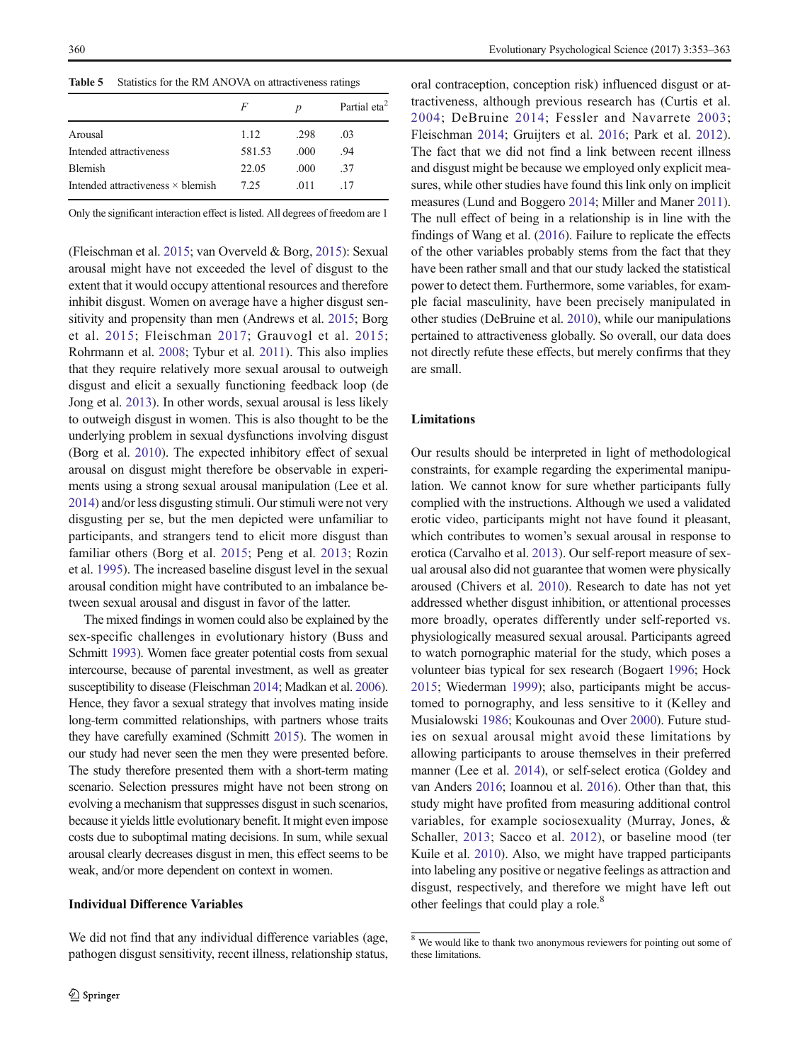**Table 5** Statistics for the RM ANOVA on attractiveness ratings

| | $F$ | $p$ | Partial eta$^2$ |
|---|---|---|---|
| Arousal | 1.12 | .298 | .03 |
| Intended attractiveness | 581.53 | .000 | .94 |
| Blemish | 22.05 | .000 | .37 |
| Intended attractiveness × blemish | 7.25 | .011 | .17 |

Only the significant interaction effect is listed. All degrees of freedom are 1

(Fleischman et al. 2015; van Overveld & Borg, 2015): Sexual arousal might have not exceeded the level of disgust to the extent that it would occupy attentional resources and therefore inhibit disgust. Women on average have a higher disgust sensitivity and propensity than men (Andrews et al. 2015; Borg et al. 2015; Fleischman 2017; Grauvogl et al. 2015; Rohrmann et al. 2008; Tybur et al. 2011). This also implies that they require relatively more sexual arousal to outweigh disgust and elicit a sexually functioning feedback loop (de Jong et al. 2013). In other words, sexual arousal is less likely to outweigh disgust in women. This is also thought to be the underlying problem in sexual dysfunctions involving disgust (Borg et al. 2010). The expected inhibitory effect of sexual arousal on disgust might therefore be observable in experiments using a strong sexual arousal manipulation (Lee et al. 2014) and/or less disgusting stimuli. Our stimuli were not very disgusting per se, but the men depicted were unfamiliar to participants, and strangers tend to elicit more disgust than familiar others (Borg et al. 2015; Peng et al. 2013; Rozin et al. 1995). The increased baseline disgust level in the sexual arousal condition might have contributed to an imbalance between sexual arousal and disgust in favor of the latter.

The mixed findings in women could also be explained by the sex-specific challenges in evolutionary history (Buss and Schmitt 1993). Women face greater potential costs from sexual intercourse, because of parental investment, as well as greater susceptibility to disease (Fleischman 2014; Madkan et al. 2006). Hence, they favor a sexual strategy that involves mating inside long-term committed relationships, with partners whose traits they have carefully examined (Schmitt 2015). The women in our study had never seen the men they were presented before. The study therefore presented them with a short-term mating scenario. Selection pressures might have not been strong on evolving a mechanism that suppresses disgust in such scenarios, because it yields little evolutionary benefit. It might even impose costs due to suboptimal mating decisions. In sum, while sexual arousal clearly decreases disgust in men, this effect seems to be weak, and/or more dependent on context in women.

### Individual Difference Variables

We did not find that any individual difference variables (age, pathogen disgust sensitivity, recent illness, relationship status, oral contraception, conception risk) influenced disgust or attractiveness, although previous research has (Curtis et al. 2004; DeBruine 2014; Fessler and Navarrete 2003; Fleischman 2014; Gruijters et al. 2016; Park et al. 2012). The fact that we did not find a link between recent illness and disgust might be because we employed only explicit measures, while other studies have found this link only on implicit measures (Lund and Boggero 2014; Miller and Maner 2011). The null effect of being in a relationship is in line with the findings of Wang et al. (2016). Failure to replicate the effects of the other variables probably stems from the fact that they have been rather small and that our study lacked the statistical power to detect them. Furthermore, some variables, for example facial masculinity, have been precisely manipulated in other studies (DeBruine et al. 2010), while our manipulations pertained to attractiveness globally. So overall, our data does not directly refute these effects, but merely confirms that they are small.

## Limitations

Our results should be interpreted in light of methodological constraints, for example regarding the experimental manipulation. We cannot know for sure whether participants fully complied with the instructions. Although we used a validated erotic video, participants might not have found it pleasant, which contributes to women's sexual arousal in response to erotica (Carvalho et al. 2013). Our self-report measure of sexual arousal also did not guarantee that women were physically aroused (Chivers et al. 2010). Research to date has not yet addressed whether disgust inhibition, or attentional processes more broadly, operates differently under self-reported vs. physiologically measured sexual arousal. Participants agreed to watch pornographic material for the study, which poses a volunteer bias typical for sex research (Bogaert 1996; Hock 2015; Wiederman 1999); also, participants might be accustomed to pornography, and less sensitive to it (Kelley and Musialowski 1986; Koukounas and Over 2000). Future studies on sexual arousal might avoid these limitations by allowing participants to arouse themselves in their preferred manner (Lee et al. 2014), or self-select erotica (Goldey and van Anders 2016; Ioannou et al. 2016). Other than that, this study might have profited from measuring additional control variables, for example sociosexuality (Murray, Jones, & Schaller, 2013; Sacco et al. 2012), or baseline mood (ter Kuile et al. 2010). Also, we might have trapped participants into labeling any positive or negative feelings as attraction and disgust, respectively, and therefore we might have left out other feelings that could play a role.[8]

[8] We would like to thank two anonymous reviewers for pointing out some of these limitations.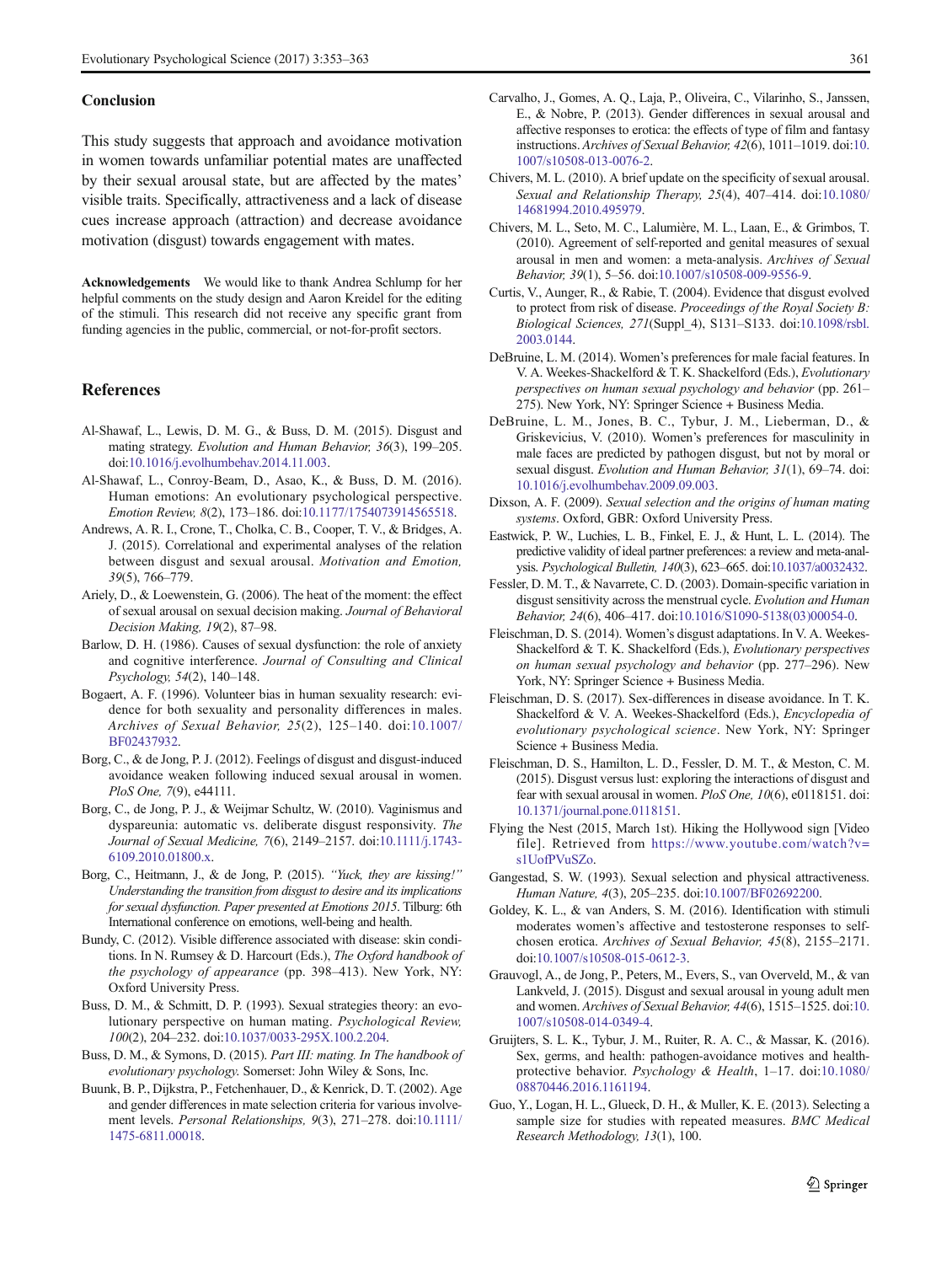## Conclusion

This study suggests that approach and avoidance motivation in women towards unfamiliar potential mates are unaffected by their sexual arousal state, but are affected by the mates' visible traits. Specifically, attractiveness and a lack of disease cues increase approach (attraction) and decrease avoidance motivation (disgust) towards engagement with mates.

**Acknowledgements** We would like to thank Andrea Schlump for her helpful comments on the study design and Aaron Kreidel for the editing of the stimuli. This research did not receive any specific grant from funding agencies in the public, commercial, or not-for-profit sectors.

## References

Al-Shawaf, L., Lewis, D. M. G., & Buss, D. M. (2015). Disgust and mating strategy. *Evolution and Human Behavior, 36*(3), 199–205. doi:10.1016/j.evolhumbehav.2014.11.003.

Al-Shawaf, L., Conroy-Beam, D., Asao, K., & Buss, D. M. (2016). Human emotions: An evolutionary psychological perspective. *Emotion Review, 8*(2), 173–186. doi:10.1177/1754073914565518.

Andrews, A. R. I., Crone, T., Cholka, C. B., Cooper, T. V., & Bridges, A. J. (2015). Correlational and experimental analyses of the relation between disgust and sexual arousal. *Motivation and Emotion, 39*(5), 766–779.

Ariely, D., & Loewenstein, G. (2006). The heat of the moment: the effect of sexual arousal on sexual decision making. *Journal of Behavioral Decision Making, 19*(2), 87–98.

Barlow, D. H. (1986). Causes of sexual dysfunction: the role of anxiety and cognitive interference. *Journal of Consulting and Clinical Psychology, 54*(2), 140–148.

Bogaert, A. F. (1996). Volunteer bias in human sexuality research: evidence for both sexuality and personality differences in males. *Archives of Sexual Behavior, 25*(2), 125–140. doi:10.1007/BF02437932.

Borg, C., & de Jong, P. J. (2012). Feelings of disgust and disgust-induced avoidance weaken following induced sexual arousal in women. *PloS One, 7*(9), e44111.

Borg, C., de Jong, P. J., & Weijmar Schultz, W. (2010). Vaginismus and dyspareunia: automatic vs. deliberate disgust responsivity. *The Journal of Sexual Medicine, 7*(6), 2149–2157. doi:10.1111/j.1743-6109.2010.01800.x.

Borg, C., Heitmann, J., & de Jong, P. (2015). *"Yuck, they are kissing!" Understanding the transition from disgust to desire and its implications for sexual dysfunction. Paper presented at Emotions 2015*. Tilburg: 6th International conference on emotions, well-being and health.

Bundy, C. (2012). Visible difference associated with disease: skin conditions. In N. Rumsey & D. Harcourt (Eds.), *The Oxford handbook of the psychology of appearance* (pp. 398–413). New York, NY: Oxford University Press.

Buss, D. M., & Schmitt, D. P. (1993). Sexual strategies theory: an evolutionary perspective on human mating. *Psychological Review, 100*(2), 204–232. doi:10.1037/0033-295X.100.2.204.

Buss, D. M., & Symons, D. (2015). *Part III: mating. In The handbook of evolutionary psychology*. Somerset: John Wiley & Sons, Inc.

Buunk, B. P., Dijkstra, P., Fetchenhauer, D., & Kenrick, D. T. (2002). Age and gender differences in mate selection criteria for various involvement levels. *Personal Relationships, 9*(3), 271–278. doi:10.1111/1475-6811.00018.

Carvalho, J., Gomes, A. Q., Laja, P., Oliveira, C., Vilarinho, S., Janssen, E., & Nobre, P. (2013). Gender differences in sexual arousal and affective responses to erotica: the effects of type of film and fantasy instructions. *Archives of Sexual Behavior, 42*(6), 1011–1019. doi:10.1007/s10508-013-0076-2.

Chivers, M. L. (2010). A brief update on the specificity of sexual arousal. *Sexual and Relationship Therapy, 25*(4), 407–414. doi:10.1080/14681994.2010.495979.

Chivers, M. L., Seto, M. C., Lalumière, M. L., Laan, E., & Grimbos, T. (2010). Agreement of self-reported and genital measures of sexual arousal in men and women: a meta-analysis. *Archives of Sexual Behavior, 39*(1), 5–56. doi:10.1007/s10508-009-9556-9.

Curtis, V., Aunger, R., & Rabie, T. (2004). Evidence that disgust evolved to protect from risk of disease. *Proceedings of the Royal Society B: Biological Sciences, 271*(Suppl_4), S131–S133. doi:10.1098/rsbl.2003.0144.

DeBruine, L. M. (2014). Women's preferences for male facial features. In V. A. Weekes-Shackelford & T. K. Shackelford (Eds.), *Evolutionary perspectives on human sexual psychology and behavior* (pp. 261–275). New York, NY: Springer Science + Business Media.

DeBruine, L. M., Jones, B. C., Tybur, J. M., Lieberman, D., & Griskevicius, V. (2010). Women's preferences for masculinity in male faces are predicted by pathogen disgust, but not by moral or sexual disgust. *Evolution and Human Behavior, 31*(1), 69–74. doi:10.1016/j.evolhumbehav.2009.09.003.

Dixson, A. F. (2009). *Sexual selection and the origins of human mating systems*. Oxford, GBR: Oxford University Press.

Eastwick, P. W., Luchies, L. B., Finkel, E. J., & Hunt, L. L. (2014). The predictive validity of ideal partner preferences: a review and meta-analysis. *Psychological Bulletin, 140*(3), 623–665. doi:10.1037/a0032432.

Fessler, D. M. T., & Navarrete, C. D. (2003). Domain-specific variation in disgust sensitivity across the menstrual cycle. *Evolution and Human Behavior, 24*(6), 406–417. doi:10.1016/S1090-5138(03)00054-0.

Fleischman, D. S. (2014). Women's disgust adaptations. In V. A. Weekes-Shackelford & T. K. Shackelford (Eds.), *Evolutionary perspectives on human sexual psychology and behavior* (pp. 277–296). New York, NY: Springer Science + Business Media.

Fleischman, D. S. (2017). Sex-differences in disease avoidance. In T. K. Shackelford & V. A. Weekes-Shackelford (Eds.), *Encyclopedia of evolutionary psychological science*. New York, NY: Springer Science + Business Media.

Fleischman, D. S., Hamilton, L. D., Fessler, D. M. T., & Meston, C. M. (2015). Disgust versus lust: exploring the interactions of disgust and fear with sexual arousal in women. *PloS One, 10*(6), e0118151. doi:10.1371/journal.pone.0118151.

Flying the Nest (2015, March 1st). Hiking the Hollywood sign [Video file]. Retrieved from https://www.youtube.com/watch?v=s1UofPVuSZo.

Gangestad, S. W. (1993). Sexual selection and physical attractiveness. *Human Nature, 4*(3), 205–235. doi:10.1007/BF02692200.

Goldey, K. L., & van Anders, S. M. (2016). Identification with stimuli moderates women's affective and testosterone responses to self-chosen erotica. *Archives of Sexual Behavior, 45*(8), 2155–2171. doi:10.1007/s10508-015-0612-3.

Grauvogl, A., de Jong, P., Peters, M., Evers, S., van Overveld, M., & van Lankveld, J. (2015). Disgust and sexual arousal in young adult men and women. *Archives of Sexual Behavior, 44*(6), 1515–1525. doi:10.1007/s10508-014-0349-4.

Gruijters, S. L. K., Tybur, J. M., Ruiter, R. A. C., & Massar, K. (2016). Sex, germs, and health: pathogen-avoidance motives and health-protective behavior. *Psychology & Health*, 1–17. doi:10.1080/08870446.2016.1161194.

Guo, Y., Logan, H. L., Glueck, D. H., & Muller, K. E. (2013). Selecting a sample size for studies with repeated measures. *BMC Medical Research Methodology, 13*(1), 100.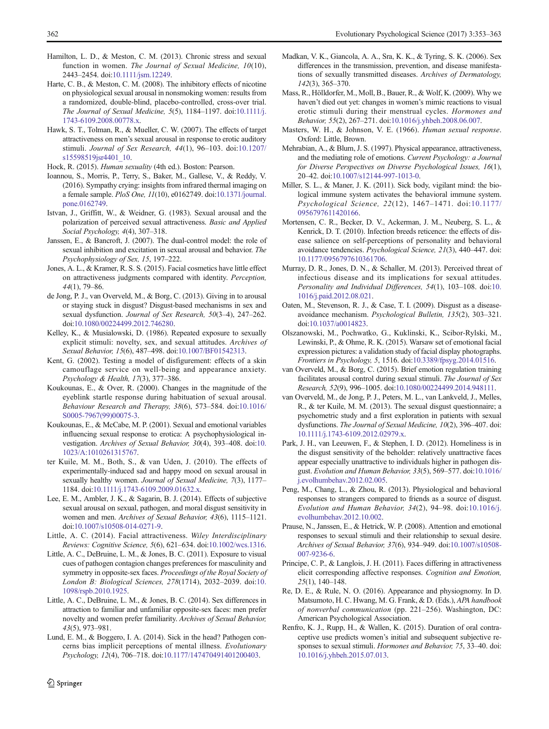Hamilton, L. D., & Meston, C. M. (2013). Chronic stress and sexual function in women. *The Journal of Sexual Medicine, 10*(10), 2443–2454. doi:10.1111/jsm.12249.

Harte, C. B., & Meston, C. M. (2008). The inhibitory effects of nicotine on physiological sexual arousal in nonsmoking women: results from a randomized, double-blind, placebo-controlled, cross-over trial. *The Journal of Sexual Medicine, 5*(5), 1184–1197. doi:10.1111/j.1743-6109.2008.00778.x.

Hawk, S. T., Tolman, R., & Mueller, C. W. (2007). The effects of target attractiveness on men's sexual arousal in response to erotic auditory stimuli. *Journal of Sex Research, 44*(1), 96–103. doi:10.1207/s15598519jsr4401_10.

Hock, R. (2015). *Human sexuality* (4th ed.). Boston: Pearson.

Ioannou, S., Morris, P., Terry, S., Baker, M., Gallese, V., & Reddy, V. (2016). Sympathy crying: insights from infrared thermal imaging on a female sample. *PloS One, 11*(10), e0162749. doi:10.1371/journal.pone.0162749.

Istvan, J., Griffitt, W., & Weidner, G. (1983). Sexual arousal and the polarization of perceived sexual attractiveness. *Basic and Applied Social Psychology, 4*(4), 307–318.

Janssen, E., & Bancroft, J. (2007). The dual-control model: the role of sexual inhibition and excitation in sexual arousal and behavior. *The Psychophysiology of Sex, 15*, 197–222.

Jones, A. L., & Kramer, R. S. S. (2015). Facial cosmetics have little effect on attractiveness judgments compared with identity. *Perception, 44*(1), 79–86.

de Jong, P. J., van Overveld, M., & Borg, C. (2013). Giving in to arousal or staying stuck in disgust? Disgust-based mechanisms in sex and sexual dysfunction. *Journal of Sex Research, 50*(3–4), 247–262. doi:10.1080/00224499.2012.746280.

Kelley, K., & Musialowski, D. (1986). Repeated exposure to sexually explicit stimuli: novelty, sex, and sexual attitudes. *Archives of Sexual Behavior, 15*(6), 487–498. doi:10.1007/BF01542313.

Kent, G. (2002). Testing a model of disfigurement: effects of a skin camouflage service on well-being and appearance anxiety. *Psychology & Health, 17*(3), 377–386.

Koukounas, E., & Over, R. (2000). Changes in the magnitude of the eyeblink startle response during habituation of sexual arousal. *Behaviour Research and Therapy, 38*(6), 573–584. doi:10.1016/S0005-7967(99)00075-3.

Koukounas, E., & McCabe, M. P. (2001). Sexual and emotional variables influencing sexual response to erotica: A psychophysiological investigation. *Archives of Sexual Behavior, 30*(4), 393–408. doi:10.1023/A:1010261315767.

ter Kuile, M. M., Both, S., & van Uden, J. (2010). The effects of experimentally-induced sad and happy mood on sexual arousal in sexually healthy women. *Journal of Sexual Medicine, 7*(3), 1177–1184. doi:10.1111/j.1743-6109.2009.01632.x.

Lee, E. M., Ambler, J. K., & Sagarin, B. J. (2014). Effects of subjective sexual arousal on sexual, pathogen, and moral disgust sensitivity in women and men. *Archives of Sexual Behavior, 43*(6), 1115–1121. doi:10.1007/s10508-014-0271-9.

Little, A. C. (2014). Facial attractiveness. *Wiley Interdisciplinary Reviews: Cognitive Science, 5*(6), 621–634. doi:10.1002/wcs.1316.

Little, A. C., DeBruine, L. M., & Jones, B. C. (2011). Exposure to visual cues of pathogen contagion changes preferences for masculinity and symmetry in opposite-sex faces. *Proceedings of the Royal Society of London B: Biological Sciences, 278*(1714), 2032–2039. doi:10.1098/rspb.2010.1925.

Little, A. C., DeBruine, L. M., & Jones, B. C. (2014). Sex differences in attraction to familiar and unfamiliar opposite-sex faces: men prefer novelty and women prefer familiarity. *Archives of Sexual Behavior, 43*(5), 973–981.

Lund, E. M., & Boggero, I. A. (2014). Sick in the head? Pathogen concerns bias implicit perceptions of mental illness. *Evolutionary Psychology, 12*(4), 706–718. doi:10.1177/147470491401200403.

Madkan, V. K., Giancola, A. A., Sra, K. K., & Tyring, S. K. (2006). Sex differences in the transmission, prevention, and disease manifestations of sexually transmitted diseases. *Archives of Dermatology, 142*(3), 365–370.

Mass, R., Hölldorfer, M., Moll, B., Bauer, R., & Wolf, K. (2009). Why we haven't died out yet: changes in women's mimic reactions to visual erotic stimuli during their menstrual cycles. *Hormones and Behavior, 55*(2), 267–271. doi:10.1016/j.yhbeh.2008.06.007.

Masters, W. H., & Johnson, V. E. (1966). *Human sexual response*. Oxford: Little, Brown.

Mehrabian, A., & Blum, J. S. (1997). Physical appearance, attractiveness, and the mediating role of emotions. *Current Psychology: a Journal for Diverse Perspectives on Diverse Psychological Issues, 16*(1), 20–42. doi:10.1007/s12144-997-1013-0.

Miller, S. L., & Maner, J. K. (2011). Sick body, vigilant mind: the biological immune system activates the behavioral immune system. *Psychological Science, 22*(12), 1467–1471. doi:10.1177/0956797611420166.

Mortensen, C. R., Becker, D. V., Ackerman, J. M., Neuberg, S. L., & Kenrick, D. T. (2010). Infection breeds reticence: the effects of disease salience on self-perceptions of personality and behavioral avoidance tendencies. *Psychological Science, 21*(3), 440–447. doi:10.1177/0956797610361706.

Murray, D. R., Jones, D. N., & Schaller, M. (2013). Perceived threat of infectious disease and its implications for sexual attitudes. *Personality and Individual Differences, 54*(1), 103–108. doi:10.1016/j.paid.2012.08.021.

Oaten, M., Stevenson, R. J., & Case, T. I. (2009). Disgust as a disease-avoidance mechanism. *Psychological Bulletin, 135*(2), 303–321. doi:10.1037/a0014823.

Olszanowski, M., Pochwatko, G., Kuklinski, K., Scibor-Rylski, M., Lewinski, P., & Ohme, R. K. (2015). Warsaw set of emotional facial expression pictures: a validation study of facial display photographs. *Frontiers in Psychology, 5*, 1516. doi:10.3389/fpsyg.2014.01516.

van Overveld, M., & Borg, C. (2015). Brief emotion regulation training facilitates arousal control during sexual stimuli. *The Journal of Sex Research, 52*(9), 996–1005. doi:10.1080/00224499.2014.948111.

van Overveld, M., de Jong, P. J., Peters, M. L., van Lankveld, J., Melles, R., & ter Kuile, M. M. (2013). The sexual disgust questionnaire; a psychometric study and a first exploration in patients with sexual dysfunctions. *The Journal of Sexual Medicine, 10*(2), 396–407. doi:10.1111/j.1743-6109.2012.02979.x.

Park, J. H., van Leeuwen, F., & Stephen, I. D. (2012). Homeliness is in the disgust sensitivity of the beholder: relatively unattractive faces appear especially unattractive to individuals higher in pathogen disgust. *Evolution and Human Behavior, 33*(5), 569–577. doi:10.1016/j.evolhumbehav.2012.02.005.

Peng, M., Chang, L., & Zhou, R. (2013). Physiological and behavioral responses to strangers compared to friends as a source of disgust. *Evolution and Human Behavior, 34*(2), 94–98. doi:10.1016/j.evolhumbehav.2012.10.002.

Prause, N., Janssen, E., & Hetrick, W. P. (2008). Attention and emotional responses to sexual stimuli and their relationship to sexual desire. *Archives of Sexual Behavior, 37*(6), 934–949. doi:10.1007/s10508-007-9236-6.

Principe, C. P., & Langlois, J. H. (2011). Faces differing in attractiveness elicit corresponding affective responses. *Cognition and Emotion, 25*(1), 140–148.

Re, D. E., & Rule, N. O. (2016). Appearance and physiognomy. In D. Matsumoto, H. C. Hwang, M. G. Frank, & D. (Eds.), *APA handbook of nonverbal communication* (pp. 221–256). Washington, DC: American Psychological Association.

Renfro, K. J., Rupp, H., & Wallen, K. (2015). Duration of oral contraceptive use predicts women's initial and subsequent subjective responses to sexual stimuli. *Hormones and Behavior, 75*, 33–40. doi:10.1016/j.yhbeh.2015.07.013.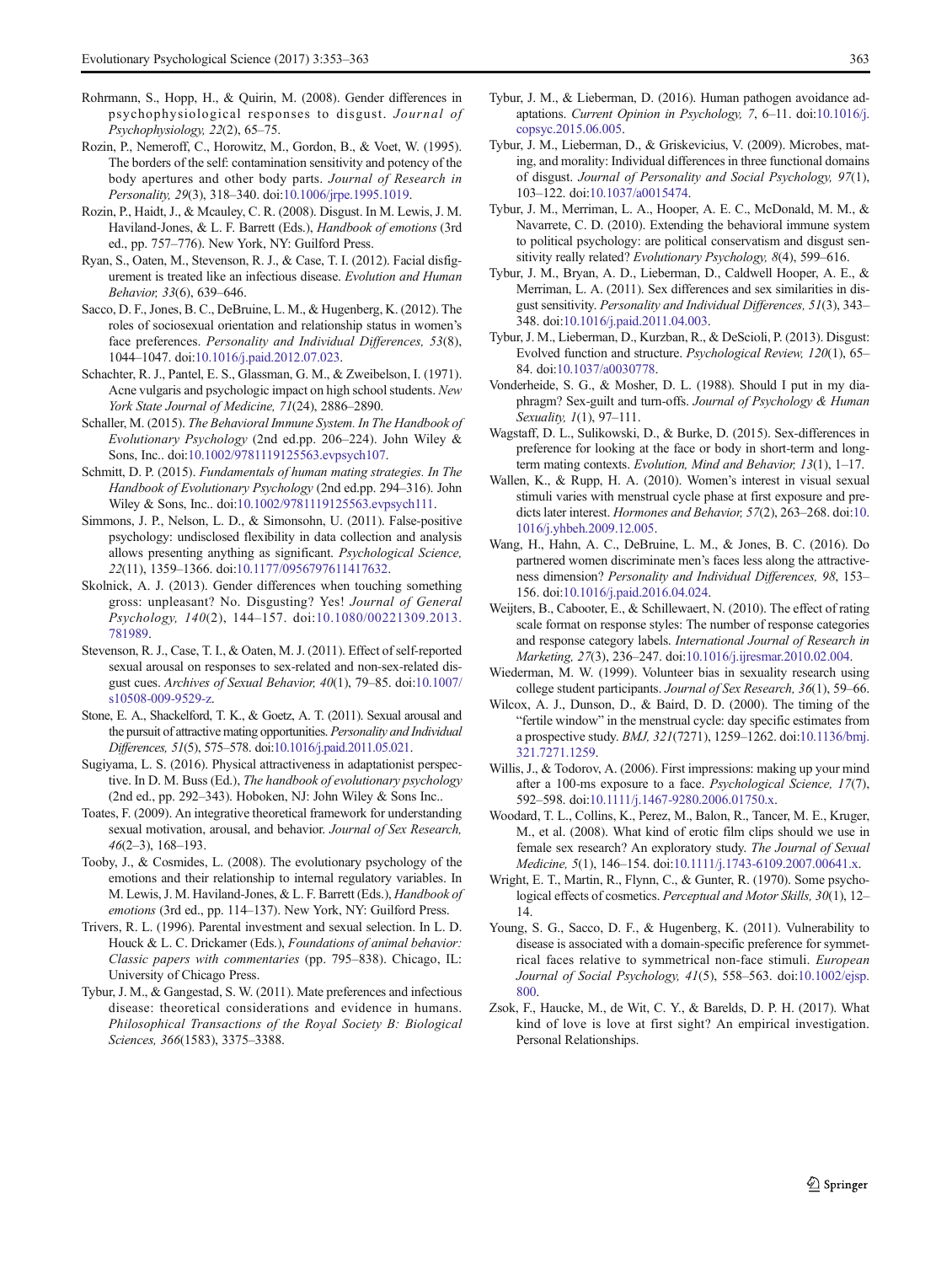Rohrmann, S., Hopp, H., & Quirin, M. (2008). Gender differences in psychophysiological responses to disgust. *Journal of Psychophysiology, 22*(2), 65–75.

Rozin, P., Nemeroff, C., Horowitz, M., Gordon, B., & Voet, W. (1995). The borders of the self: contamination sensitivity and potency of the body apertures and other body parts. *Journal of Research in Personality, 29*(3), 318–340. doi:10.1006/jrpe.1995.1019.

Rozin, P., Haidt, J., & Mcauley, C. R. (2008). Disgust. In M. Lewis, J. M. Haviland-Jones, & L. F. Barrett (Eds.), *Handbook of emotions* (3rd ed., pp. 757–776). New York, NY: Guilford Press.

Ryan, S., Oaten, M., Stevenson, R. J., & Case, T. I. (2012). Facial disfigurement is treated like an infectious disease. *Evolution and Human Behavior, 33*(6), 639–646.

Sacco, D. F., Jones, B. C., DeBruine, L. M., & Hugenberg, K. (2012). The roles of sociosexual orientation and relationship status in women's face preferences. *Personality and Individual Differences, 53*(8), 1044–1047. doi:10.1016/j.paid.2012.07.023.

Schachter, R. J., Pantel, E. S., Glassman, G. M., & Zweibelson, I. (1971). Acne vulgaris and psychologic impact on high school students. *New York State Journal of Medicine, 71*(24), 2886–2890.

Schaller, M. (2015). *The Behavioral Immune System. In The Handbook of Evolutionary Psychology* (2nd ed.pp. 206–224). John Wiley & Sons, Inc.. doi:10.1002/9781119125563.evpsych107.

Schmitt, D. P. (2015). *Fundamentals of human mating strategies. In The Handbook of Evolutionary Psychology* (2nd ed.pp. 294–316). John Wiley & Sons, Inc.. doi:10.1002/9781119125563.evpsych111.

Simmons, J. P., Nelson, L. D., & Simonsohn, U. (2011). False-positive psychology: undisclosed flexibility in data collection and analysis allows presenting anything as significant. *Psychological Science, 22*(11), 1359–1366. doi:10.1177/0956797611417632.

Skolnick, A. J. (2013). Gender differences when touching something gross: unpleasant? No. Disgusting? Yes! *Journal of General Psychology, 140*(2), 144–157. doi:10.1080/00221309.2013.781989.

Stevenson, R. J., Case, T. I., & Oaten, M. J. (2011). Effect of self-reported sexual arousal on responses to sex-related and non-sex-related disgust cues. *Archives of Sexual Behavior, 40*(1), 79–85. doi:10.1007/s10508-009-9529-z.

Stone, E. A., Shackelford, T. K., & Goetz, A. T. (2011). Sexual arousal and the pursuit of attractive mating opportunities. *Personality and Individual Differences, 51*(5), 575–578. doi:10.1016/j.paid.2011.05.021.

Sugiyama, L. S. (2016). Physical attractiveness in adaptationist perspective. In D. M. Buss (Ed.), *The handbook of evolutionary psychology* (2nd ed., pp. 292–343). Hoboken, NJ: John Wiley & Sons Inc..

Toates, F. (2009). An integrative theoretical framework for understanding sexual motivation, arousal, and behavior. *Journal of Sex Research, 46*(2–3), 168–193.

Tooby, J., & Cosmides, L. (2008). The evolutionary psychology of the emotions and their relationship to internal regulatory variables. In M. Lewis, J. M. Haviland-Jones, & L. F. Barrett (Eds.), *Handbook of emotions* (3rd ed., pp. 114–137). New York, NY: Guilford Press.

Trivers, R. L. (1996). Parental investment and sexual selection. In L. D. Houck & L. C. Drickamer (Eds.), *Foundations of animal behavior: Classic papers with commentaries* (pp. 795–838). Chicago, IL: University of Chicago Press.

Tybur, J. M., & Gangestad, S. W. (2011). Mate preferences and infectious disease: theoretical considerations and evidence in humans. *Philosophical Transactions of the Royal Society B: Biological Sciences, 366*(1583), 3375–3388.

Tybur, J. M., & Lieberman, D. (2016). Human pathogen avoidance adaptations. *Current Opinion in Psychology, 7*, 6–11. doi:10.1016/j.copsyc.2015.06.005.

Tybur, J. M., Lieberman, D., & Griskevicius, V. (2009). Microbes, mating, and morality: Individual differences in three functional domains of disgust. *Journal of Personality and Social Psychology, 97*(1), 103–122. doi:10.1037/a0015474.

Tybur, J. M., Merriman, L. A., Hooper, A. E. C., McDonald, M. M., & Navarrete, C. D. (2010). Extending the behavioral immune system to political psychology: are political conservatism and disgust sensitivity really related? *Evolutionary Psychology, 8*(4), 599–616.

Tybur, J. M., Bryan, A. D., Lieberman, D., Caldwell Hooper, A. E., & Merriman, L. A. (2011). Sex differences and sex similarities in disgust sensitivity. *Personality and Individual Differences, 51*(3), 343–348. doi:10.1016/j.paid.2011.04.003.

Tybur, J. M., Lieberman, D., Kurzban, R., & DeScioli, P. (2013). Disgust: Evolved function and structure. *Psychological Review, 120*(1), 65–84. doi:10.1037/a0030778.

Vonderheide, S. G., & Mosher, D. L. (1988). Should I put in my diaphragm? Sex-guilt and turn-offs. *Journal of Psychology & Human Sexuality, 1*(1), 97–111.

Wagstaff, D. L., Sulikowski, D., & Burke, D. (2015). Sex-differences in preference for looking at the face or body in short-term and long-term mating contexts. *Evolution, Mind and Behavior, 13*(1), 1–17.

Wallen, K., & Rupp, H. A. (2010). Women's interest in visual sexual stimuli varies with menstrual cycle phase at first exposure and predicts later interest. *Hormones and Behavior, 57*(2), 263–268. doi:10.1016/j.yhbeh.2009.12.005.

Wang, H., Hahn, A. C., DeBruine, L. M., & Jones, B. C. (2016). Do partnered women discriminate men's faces less along the attractiveness dimension? *Personality and Individual Differences, 98*, 153–156. doi:10.1016/j.paid.2016.04.024.

Weijters, B., Cabooter, E., & Schillewaert, N. (2010). The effect of rating scale format on response styles: The number of response categories and response category labels. *International Journal of Research in Marketing, 27*(3), 236–247. doi:10.1016/j.ijresmar.2010.02.004.

Wiederman, M. W. (1999). Volunteer bias in sexuality research using college student participants. *Journal of Sex Research, 36*(1), 59–66.

Wilcox, A. J., Dunson, D., & Baird, D. D. (2000). The timing of the "fertile window" in the menstrual cycle: day specific estimates from a prospective study. *BMJ, 321*(7271), 1259–1262. doi:10.1136/bmj.321.7271.1259.

Willis, J., & Todorov, A. (2006). First impressions: making up your mind after a 100-ms exposure to a face. *Psychological Science, 17*(7), 592–598. doi:10.1111/j.1467-9280.2006.01750.x.

Woodard, T. L., Collins, K., Perez, M., Balon, R., Tancer, M. E., Kruger, M., et al. (2008). What kind of erotic film clips should we use in female sex research? An exploratory study. *The Journal of Sexual Medicine, 5*(1), 146–154. doi:10.1111/j.1743-6109.2007.00641.x.

Wright, E. T., Martin, R., Flynn, C., & Gunter, R. (1970). Some psychological effects of cosmetics. *Perceptual and Motor Skills, 30*(1), 12–14.

Young, S. G., Sacco, D. F., & Hugenberg, K. (2011). Vulnerability to disease is associated with a domain-specific preference for symmetrical faces relative to symmetrical non-face stimuli. *European Journal of Social Psychology, 41*(5), 558–563. doi:10.1002/ejsp.800.

Zsok, F., Haucke, M., de Wit, C. Y., & Barelds, D. P. H. (2017). What kind of love is love at first sight? An empirical investigation. Personal Relationships.